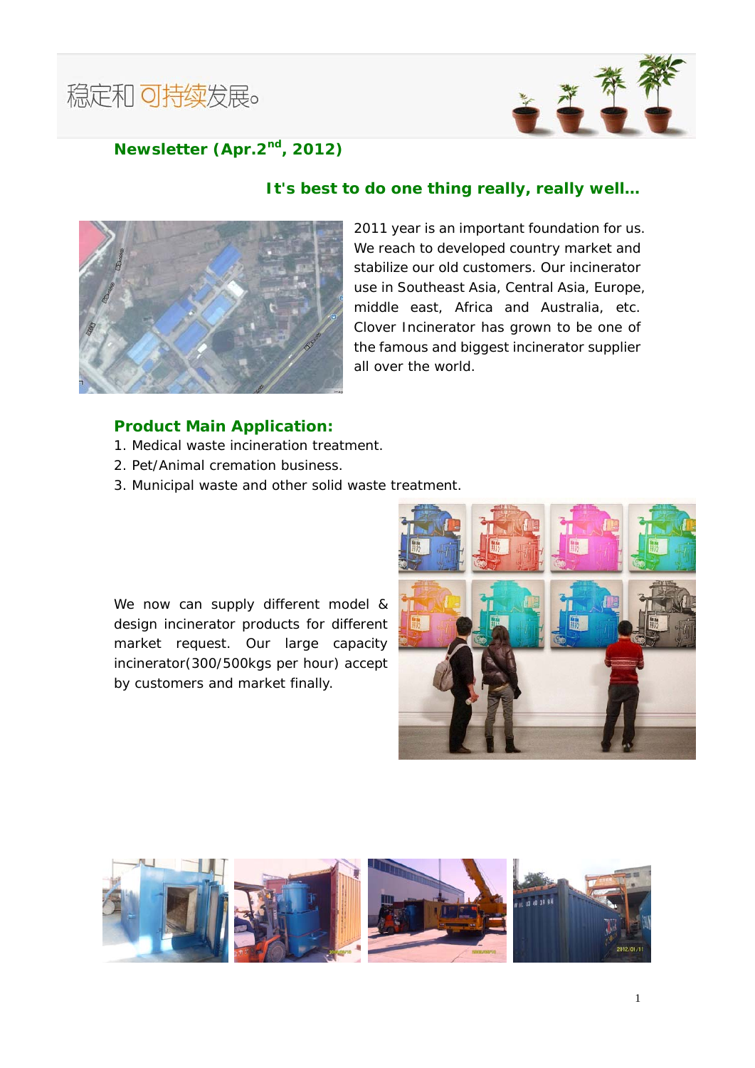稳定和可持续发展。

## Newsletter (Apr.2nd, 2012)

### It's best to do one thing really, really well…

2011 year is an important foundation for us. We reach to developed country market and stabilize our old customers. Our incinerator use in Southeast Asia, Central Asia, Europe, middle east, Africa and Australia, etc. Clover Incinerator has grown to be one of the famous and biggest incinerator supplier all over the world.

### Product Main Application:

1. Medical waste incineration treatment.
2. Pet/Animal cremation business.
3. Municipal waste and other solid waste treatment.

We now can supply different model & design incinerator products for different market request. Our large capacity incinerator(300/500kgs per hour) accept by customers and market finally.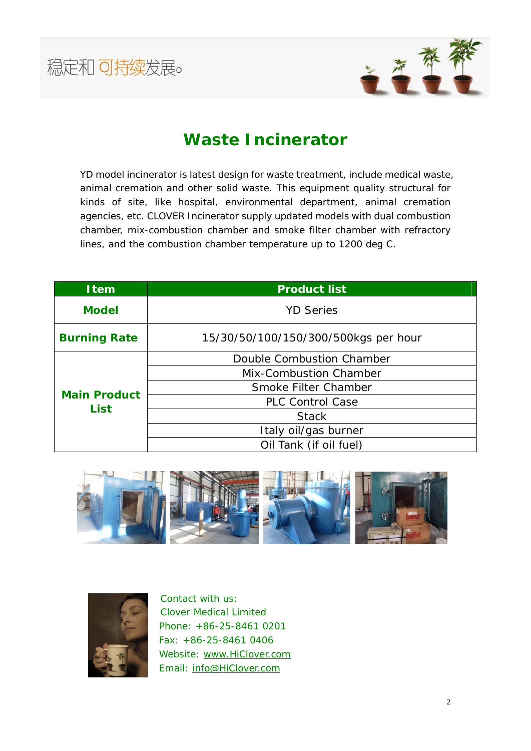稳定和可持续发展。

# Waste Incinerator

YD model incinerator is latest design for waste treatment, include medical waste, animal cremation and other solid waste. This equipment quality structural for kinds of site, like hospital, environmental department, animal cremation agencies, etc. CLOVER Incinerator supply updated models with dual combustion chamber, mix-combustion chamber and smoke filter chamber with refractory lines, and the combustion chamber temperature up to 1200 deg C.

| Item | Product list |
|---|---|
| **Model** | YD Series |
| **Burning Rate** | 15/30/50/100/150/300/500kgs per hour |
| **Main Product List** | Double Combustion Chamber |
| | Mix-Combustion Chamber |
| | Smoke Filter Chamber |
| | PLC Control Case |
| | Stack |
| | Italy oil/gas burner |
| | Oil Tank (if oil fuel) |

Contact with us:
Clover Medical Limited
Phone: +86-25-8461 0201
Fax: +86-25-8461 0406
Website: www.HiClover.com
Email: info@HiClover.com